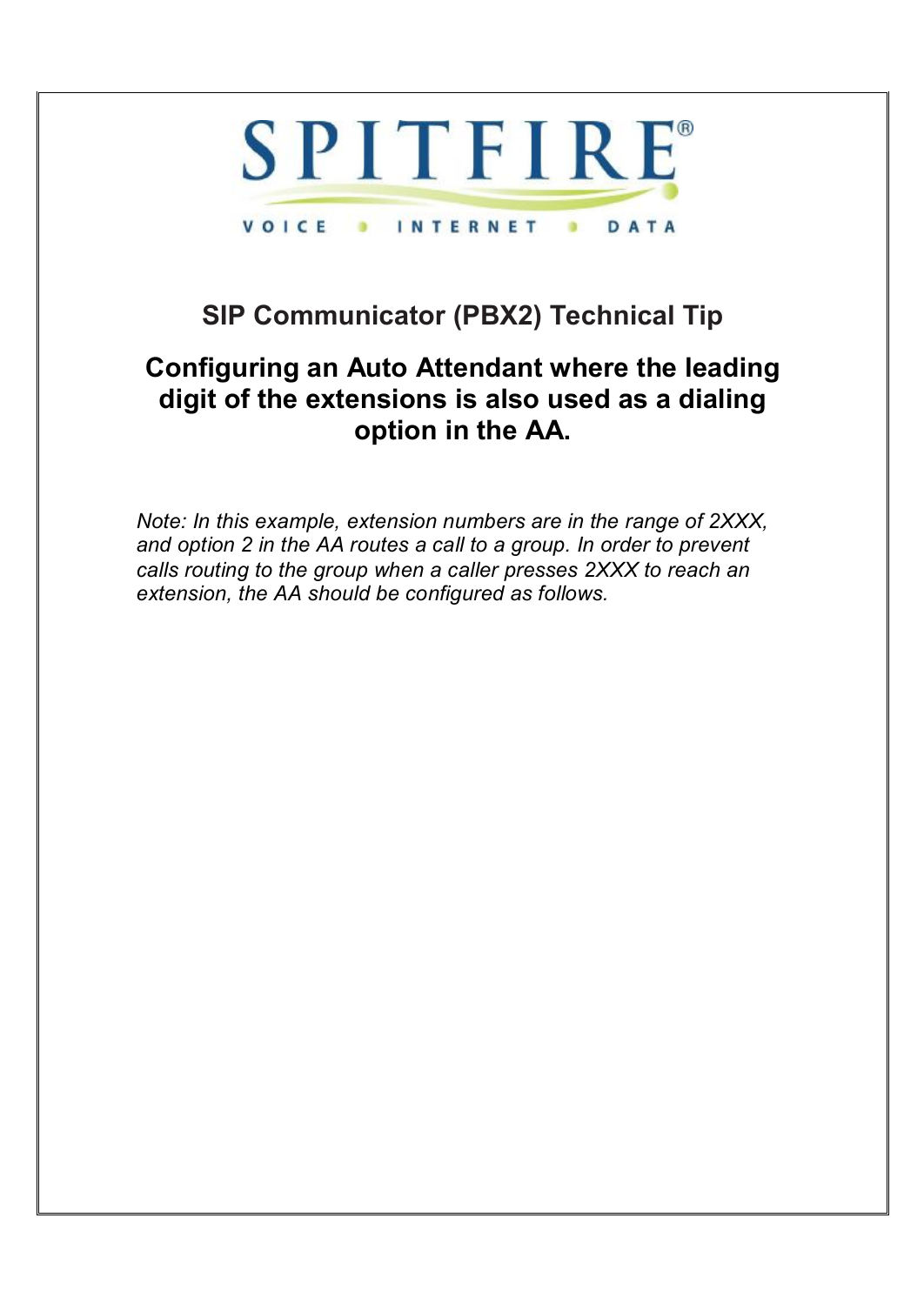SPITFIRE®

VOICE • INTERNET • DATA

# SIP Communicator (PBX2) Technical Tip

## Configuring an Auto Attendant where the leading digit of the extensions is also used as a dialing option in the AA.

*Note: In this example, extension numbers are in the range of 2XXX, and option 2 in the AA routes a call to a group. In order to prevent calls routing to the group when a caller presses 2XXX to reach an extension, the AA should be configured as follows.*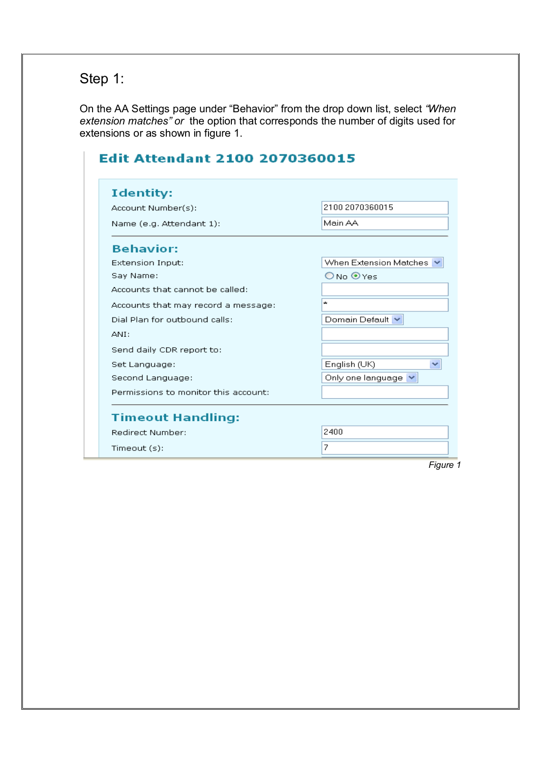# Step 1:

On the AA Settings page under "Behavior" from the drop down list, select *"When extension matches" or* the option that corresponds the number of digits used for extensions or as shown in figure 1.

## Edit Attendant 2100 2070360015

### Identity:

| | |
|---|---|
| Account Number(s): | 2100 2070360015 |
| Name (e.g. Attendant 1): | Main AA |

### Behavior:

| | |
|---|---|
| Extension Input: | When Extension Matches |
| Say Name: | No / Yes (selected) |
| Accounts that cannot be called: | |
| Accounts that may record a message: | * |
| Dial Plan for outbound calls: | Domain Default |
| ANI: | |
| Send daily CDR report to: | |
| Set Language: | English (UK) |
| Second Language: | Only one language |
| Permissions to monitor this account: | |

### Timeout Handling:

| | |
|---|---|
| Redirect Number: | 2400 |
| Timeout (s): | 7 |

*Figure 1*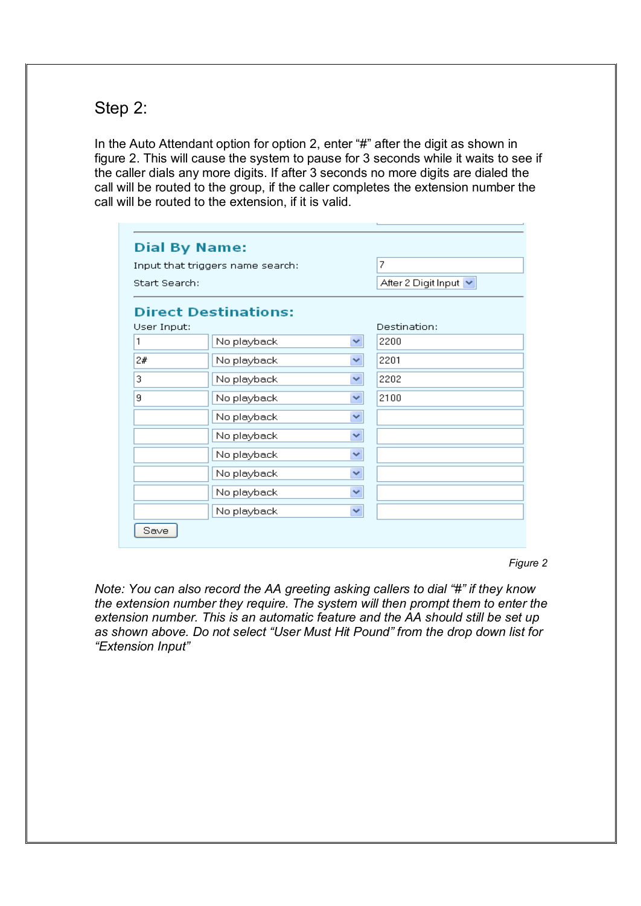## Step 2:

In the Auto Attendant option for option 2, enter "#" after the digit as shown in figure 2. This will cause the system to pause for 3 seconds while it waits to see if the caller dials any more digits. If after 3 seconds no more digits are dialed the call will be routed to the group, if the caller completes the extension number the call will be routed to the extension, if it is valid.

**Dial By Name:**

Input that triggers name search: 7

Start Search: After 2 Digit Input

**Direct Destinations:**

| User Input: | | Destination: |
|---|---|---|
| 1 | No playback | 2200 |
| 2# | No playback | 2201 |
| 3 | No playback | 2202 |
| 9 | No playback | 2100 |
| | No playback | |
| | No playback | |
| | No playback | |
| | No playback | |
| | No playback | |
| | No playback | |

Save

*Figure 2*

*Note: You can also record the AA greeting asking callers to dial "#" if they know the extension number they require. The system will then prompt them to enter the extension number. This is an automatic feature and the AA should still be set up as shown above. Do not select "User Must Hit Pound" from the drop down list for "Extension Input"*